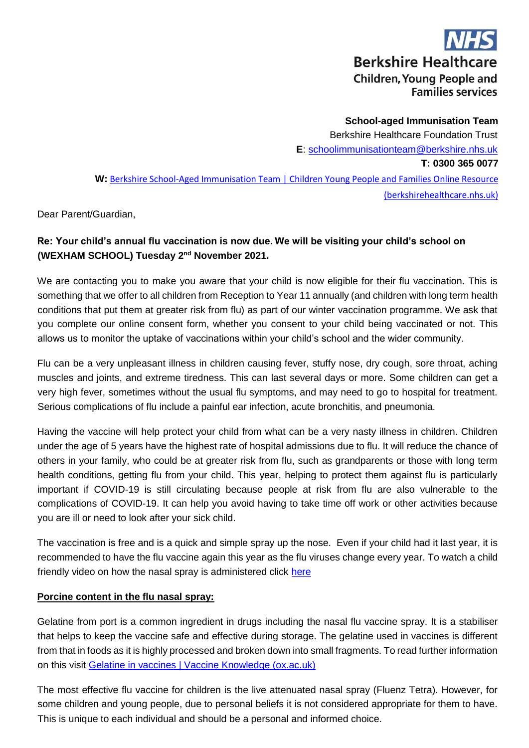**NHS**
**Berkshire Healthcare**
**Children, Young People and Families services**

**School-aged Immunisation Team**
Berkshire Healthcare Foundation Trust
**E**: [schoolimmunisationteam@berkshire.nhs.uk](mailto:schoolimmunisationteam@berkshire.nhs.uk)
**T: 0300 365 0077**
**W:** [Berkshire School-Aged Immunisation Team | Children Young People and Families Online Resource (berkshirehealthcare.nhs.uk)]()

Dear Parent/Guardian,

**Re: Your child's annual flu vaccination is now due. We will be visiting your child's school on (WEXHAM SCHOOL) Tuesday 2nd November 2021.**

We are contacting you to make you aware that your child is now eligible for their flu vaccination. This is something that we offer to all children from Reception to Year 11 annually (and children with long term health conditions that put them at greater risk from flu) as part of our winter vaccination programme. We ask that you complete our online consent form, whether you consent to your child being vaccinated or not. This allows us to monitor the uptake of vaccinations within your child's school and the wider community.

Flu can be a very unpleasant illness in children causing fever, stuffy nose, dry cough, sore throat, aching muscles and joints, and extreme tiredness. This can last several days or more. Some children can get a very high fever, sometimes without the usual flu symptoms, and may need to go to hospital for treatment. Serious complications of flu include a painful ear infection, acute bronchitis, and pneumonia.

Having the vaccine will help protect your child from what can be a very nasty illness in children. Children under the age of 5 years have the highest rate of hospital admissions due to flu. It will reduce the chance of others in your family, who could be at greater risk from flu, such as grandparents or those with long term health conditions, getting flu from your child. This year, helping to protect them against flu is particularly important if COVID-19 is still circulating because people at risk from flu are also vulnerable to the complications of COVID-19. It can help you avoid having to take time off work or other activities because you are ill or need to look after your sick child.

The vaccination is free and is a quick and simple spray up the nose. Even if your child had it last year, it is recommended to have the flu vaccine again this year as the flu viruses change every year. To watch a child friendly video on how the nasal spray is administered click [here]()

**Porcine content in the flu nasal spray:**

Gelatine from port is a common ingredient in drugs including the nasal flu vaccine spray. It is a stabiliser that helps to keep the vaccine safe and effective during storage. The gelatine used in vaccines is different from that in foods as it is highly processed and broken down into small fragments. To read further information on this visit [Gelatine in vaccines | Vaccine Knowledge (ox.ac.uk)]()

The most effective flu vaccine for children is the live attenuated nasal spray (Fluenz Tetra). However, for some children and young people, due to personal beliefs it is not considered appropriate for them to have. This is unique to each individual and should be a personal and informed choice.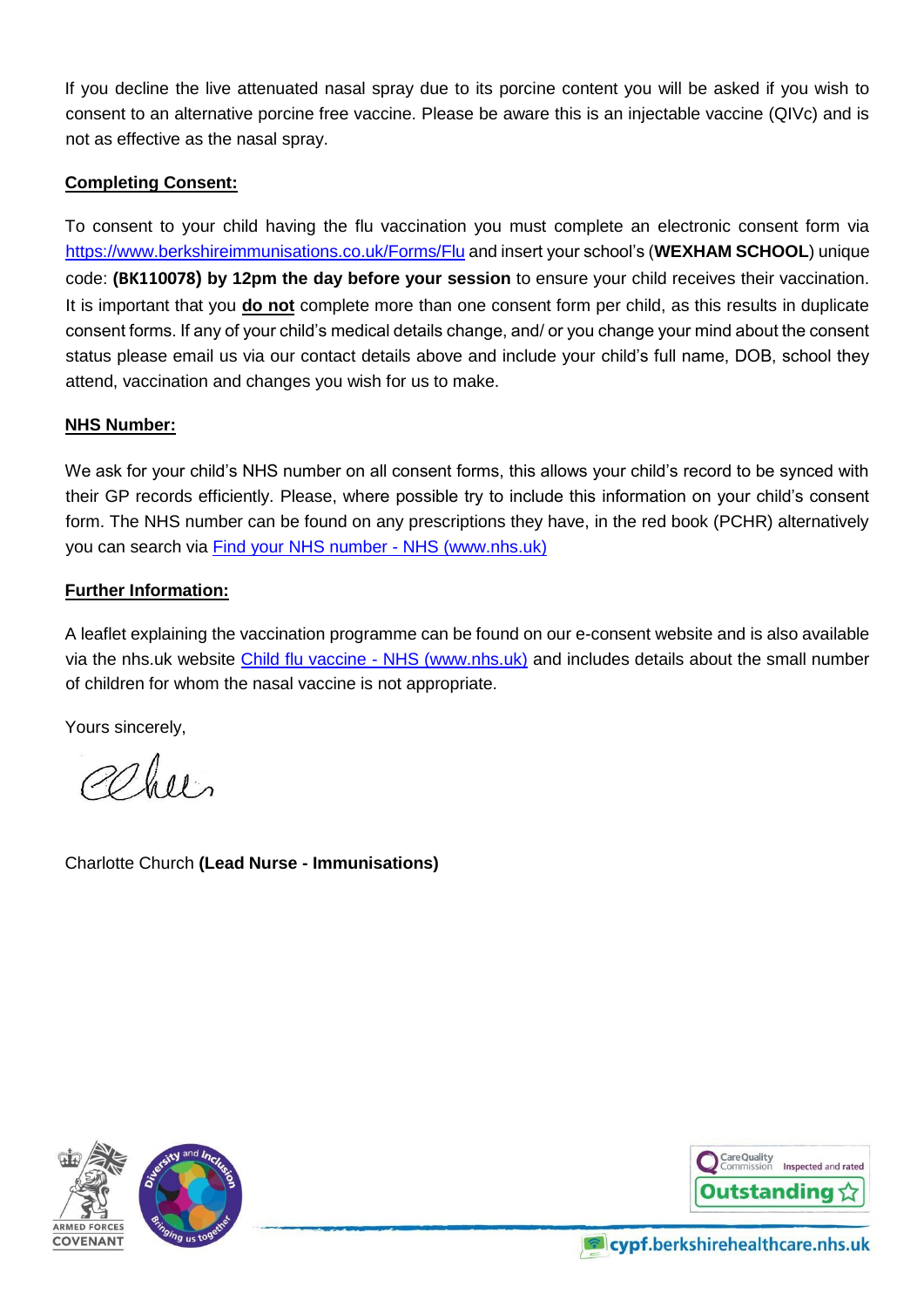If you decline the live attenuated nasal spray due to its porcine content you will be asked if you wish to consent to an alternative porcine free vaccine. Please be aware this is an injectable vaccine (QIVc) and is not as effective as the nasal spray.

**Completing Consent:**

To consent to your child having the flu vaccination you must complete an electronic consent form via [https://www.berkshireimmunisations.co.uk/Forms/Flu](https://www.berkshireimmunisations.co.uk/Forms/Flu) and insert your school's (**WEXHAM SCHOOL**) unique code: **(BK110078) by 12pm the day before your session** to ensure your child receives their vaccination. It is important that you **do not** complete more than one consent form per child, as this results in duplicate consent forms. If any of your child's medical details change, and/ or you change your mind about the consent status please email us via our contact details above and include your child's full name, DOB, school they attend, vaccination and changes you wish for us to make.

**NHS Number:**

We ask for your child's NHS number on all consent forms, this allows your child's record to be synced with their GP records efficiently. Please, where possible try to include this information on your child's consent form. The NHS number can be found on any prescriptions they have, in the red book (PCHR) alternatively you can search via [Find your NHS number - NHS (www.nhs.uk)](https://www.nhs.uk)

**Further Information:**

A leaflet explaining the vaccination programme can be found on our e-consent website and is also available via the nhs.uk website [Child flu vaccine - NHS (www.nhs.uk)](https://www.nhs.uk) and includes details about the small number of children for whom the nasal vaccine is not appropriate.

Yours sincerely,

Charlotte Church **(Lead Nurse - Immunisations)**

ARMED FORCES COVENANT

Diversity and Inclusion — Bringing us together

CareQuality Commission — Inspected and rated — Outstanding

cypf.berkshirehealthcare.nhs.uk